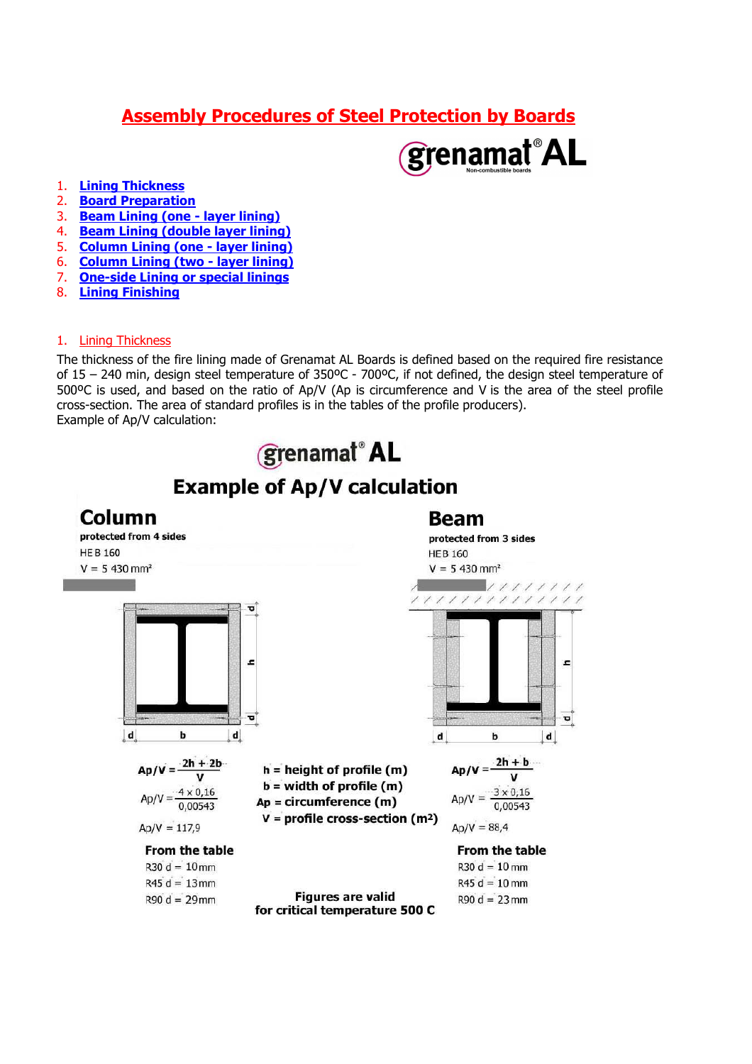# Assembly Procedures of Steel Protection by Boards

grenamat® AL

1. Lining Thickness
2. Board Preparation
3. Beam Lining (one - layer lining)
4. Beam Lining (double layer lining)
5. Column Lining (one - layer lining)
6. Column Lining (two - layer lining)
7. One-side Lining or special linings
8. Lining Finishing

## 1. Lining Thickness

The thickness of the fire lining made of Grenamat AL Boards is defined based on the required fire resistance of 15 – 240 min, design steel temperature of 350ºC - 700ºC, if not defined, the design steel temperature of 500ºC is used, and based on the ratio of Ap/V (Ap is circumference and V is the area of the steel profile cross-section. The area of standard profiles is in the tables of the profile producers).

Example of Ap/V calculation:

grenamat® AL

**Example of Ap/V calculation**

**Column**

**protected from 4 sides**

HE B 160

V = 5 430 mm²

$$Ap/V = \frac{2h + 2b}{V}$$

$$Ap/V = \frac{4 \times 0{,}16}{0{,}00543}$$

$Ap/V = 117{,}9$

**From the table**

R30 d = 10mm

R45 d = 13mm

R90 d = 29mm

**Beam**

**protected from 3 sides**

HE B 160

V = 5 430 mm²

$$Ap/V = \frac{2h + b}{V}$$

$$Ap/V = \frac{3 \times 0{,}16}{0{,}00543}$$

$Ap/V = 88{,}4$

**From the table**

R30 d = 10 mm

R45 d = 10 mm

R90 d = 23 mm

**h = height of profile (m)**
**b = width of profile (m)**
**Ap = circumference (m)**
**V = profile cross-section (m²)**

**Figures are valid for critical temperature 500 C**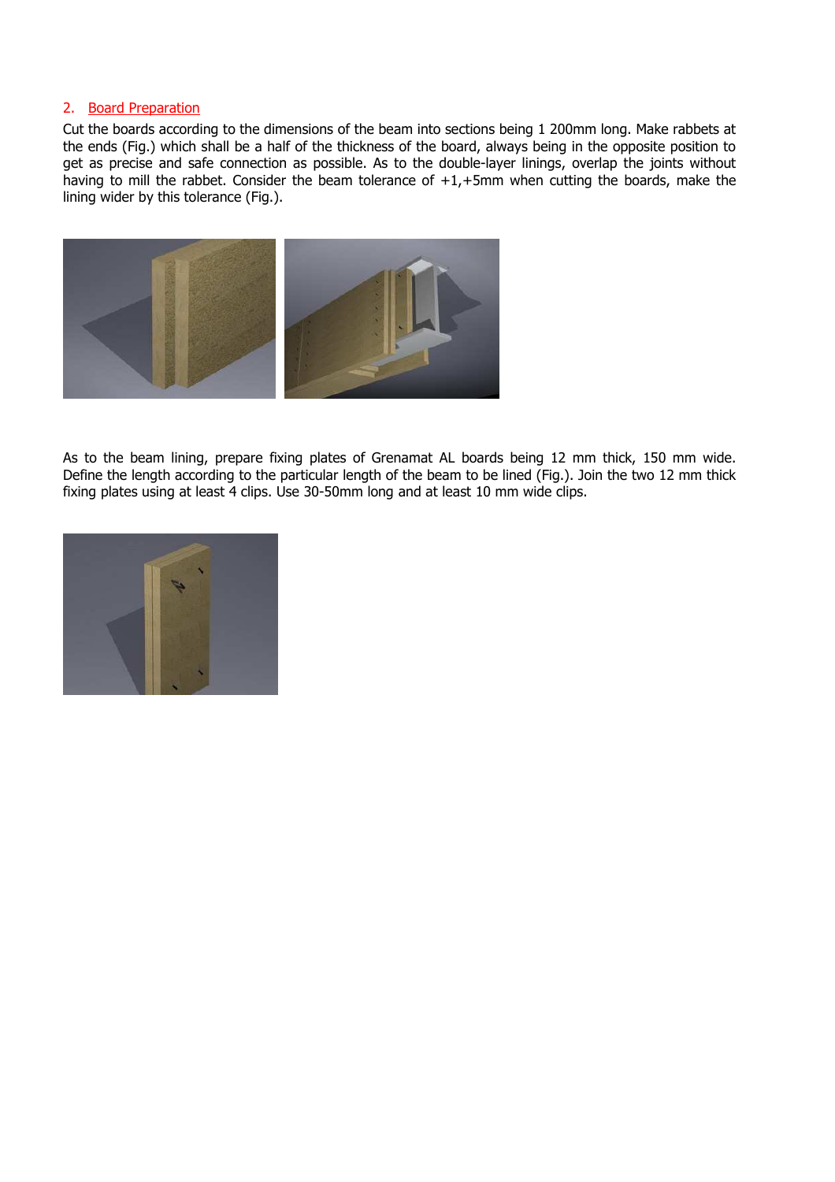## 2. Board Preparation

Cut the boards according to the dimensions of the beam into sections being 1 200mm long. Make rabbets at the ends (Fig.) which shall be a half of the thickness of the board, always being in the opposite position to get as precise and safe connection as possible. As to the double-layer linings, overlap the joints without having to mill the rabbet. Consider the beam tolerance of +1,+5mm when cutting the boards, make the lining wider by this tolerance (Fig.).

As to the beam lining, prepare fixing plates of Grenamat AL boards being 12 mm thick, 150 mm wide. Define the length according to the particular length of the beam to be lined (Fig.). Join the two 12 mm thick fixing plates using at least 4 clips. Use 30-50mm long and at least 10 mm wide clips.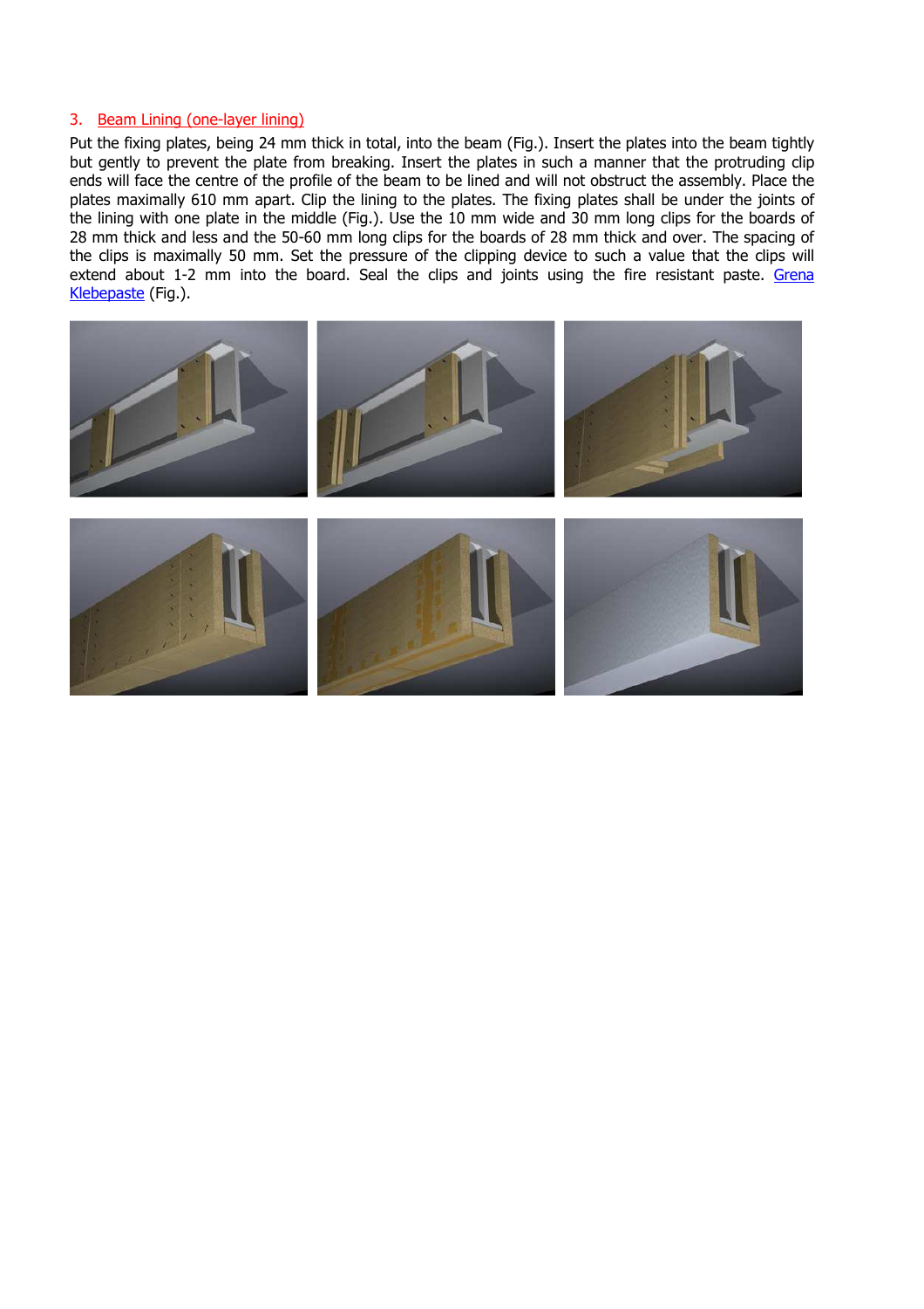### 3. Beam Lining (one-layer lining)

Put the fixing plates, being 24 mm thick in total, into the beam (Fig.). Insert the plates into the beam tightly but gently to prevent the plate from breaking. Insert the plates in such a manner that the protruding clip ends will face the centre of the profile of the beam to be lined and will not obstruct the assembly. Place the plates maximally 610 mm apart. Clip the lining to the plates. The fixing plates shall be under the joints of the lining with one plate in the middle (Fig.). Use the 10 mm wide and 30 mm long clips for the boards of 28 mm thick and less and the 50-60 mm long clips for the boards of 28 mm thick and over. The spacing of the clips is maximally 50 mm. Set the pressure of the clipping device to such a value that the clips will extend about 1-2 mm into the board. Seal the clips and joints using the fire resistant paste. Grena Klebepaste (Fig.).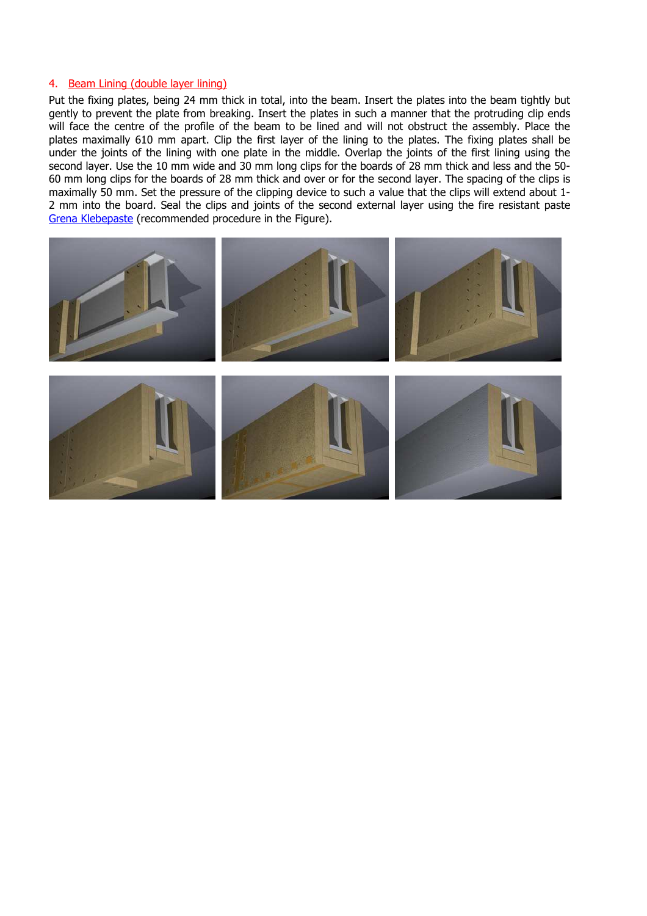## 4. Beam Lining (double layer lining)

Put the fixing plates, being 24 mm thick in total, into the beam. Insert the plates into the beam tightly but gently to prevent the plate from breaking. Insert the plates in such a manner that the protruding clip ends will face the centre of the profile of the beam to be lined and will not obstruct the assembly. Place the plates maximally 610 mm apart. Clip the first layer of the lining to the plates. The fixing plates shall be under the joints of the lining with one plate in the middle. Overlap the joints of the first lining using the second layer. Use the 10 mm wide and 30 mm long clips for the boards of 28 mm thick and less and the 50-60 mm long clips for the boards of 28 mm thick and over or for the second layer. The spacing of the clips is maximally 50 mm. Set the pressure of the clipping device to such a value that the clips will extend about 1-2 mm into the board. Seal the clips and joints of the second external layer using the fire resistant paste Grena Klebepaste (recommended procedure in the Figure).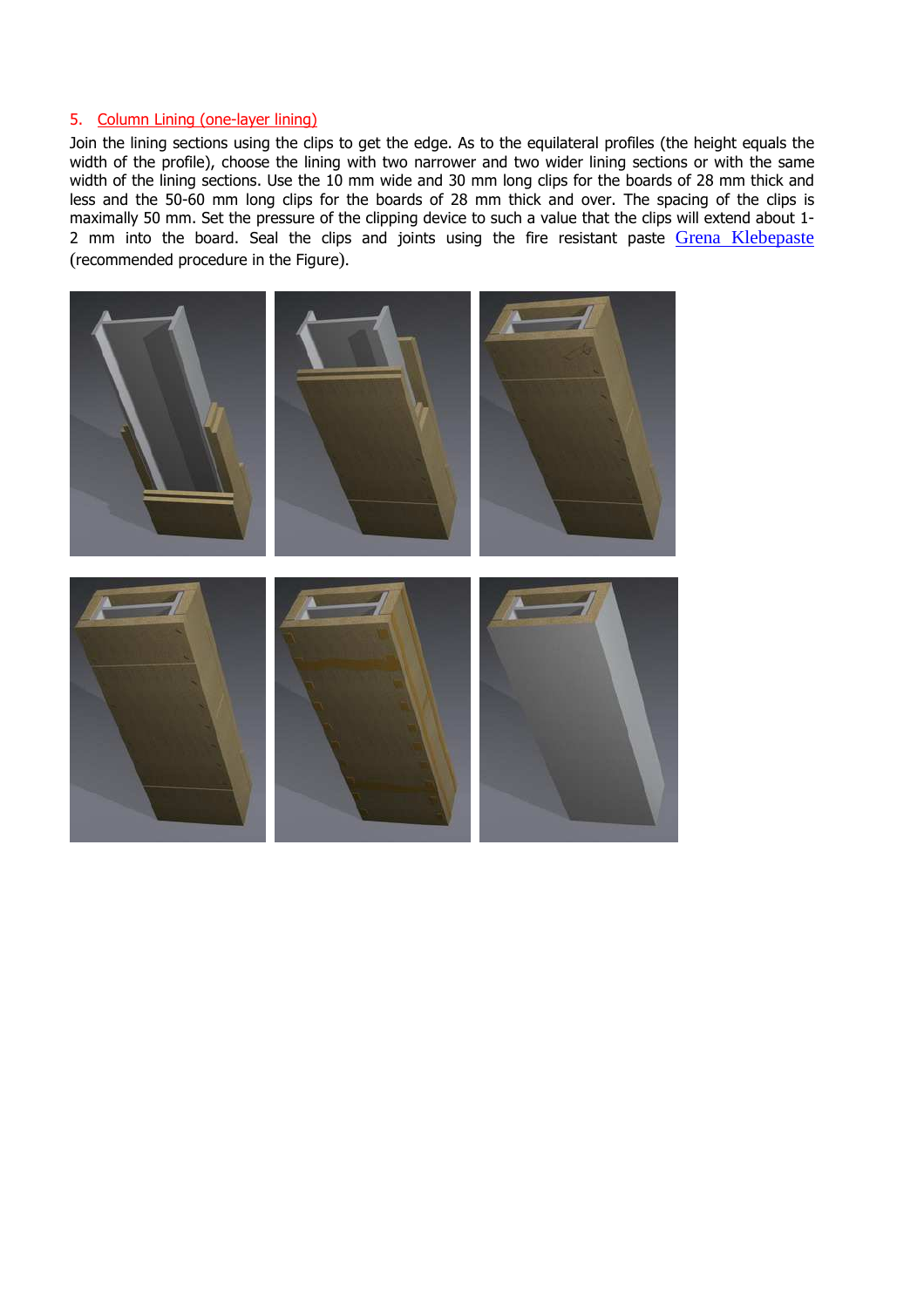## 5. Column Lining (one-layer lining)

Join the lining sections using the clips to get the edge. As to the equilateral profiles (the height equals the width of the profile), choose the lining with two narrower and two wider lining sections or with the same width of the lining sections. Use the 10 mm wide and 30 mm long clips for the boards of 28 mm thick and less and the 50-60 mm long clips for the boards of 28 mm thick and over. The spacing of the clips is maximally 50 mm. Set the pressure of the clipping device to such a value that the clips will extend about 1-2 mm into the board. Seal the clips and joints using the fire resistant paste Grena Klebepaste (recommended procedure in the Figure).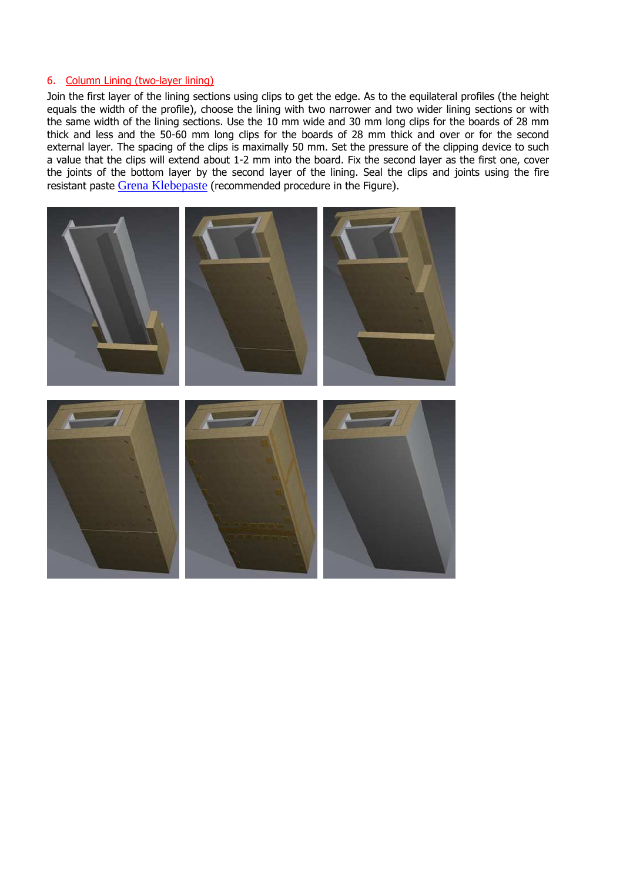## 6. Column Lining (two-layer lining)

Join the first layer of the lining sections using clips to get the edge. As to the equilateral profiles (the height equals the width of the profile), choose the lining with two narrower and two wider lining sections or with the same width of the lining sections. Use the 10 mm wide and 30 mm long clips for the boards of 28 mm thick and less and the 50-60 mm long clips for the boards of 28 mm thick and over or for the second external layer. The spacing of the clips is maximally 50 mm. Set the pressure of the clipping device to such a value that the clips will extend about 1-2 mm into the board. Fix the second layer as the first one, cover the joints of the bottom layer by the second layer of the lining. Seal the clips and joints using the fire resistant paste Grena Klebepaste (recommended procedure in the Figure).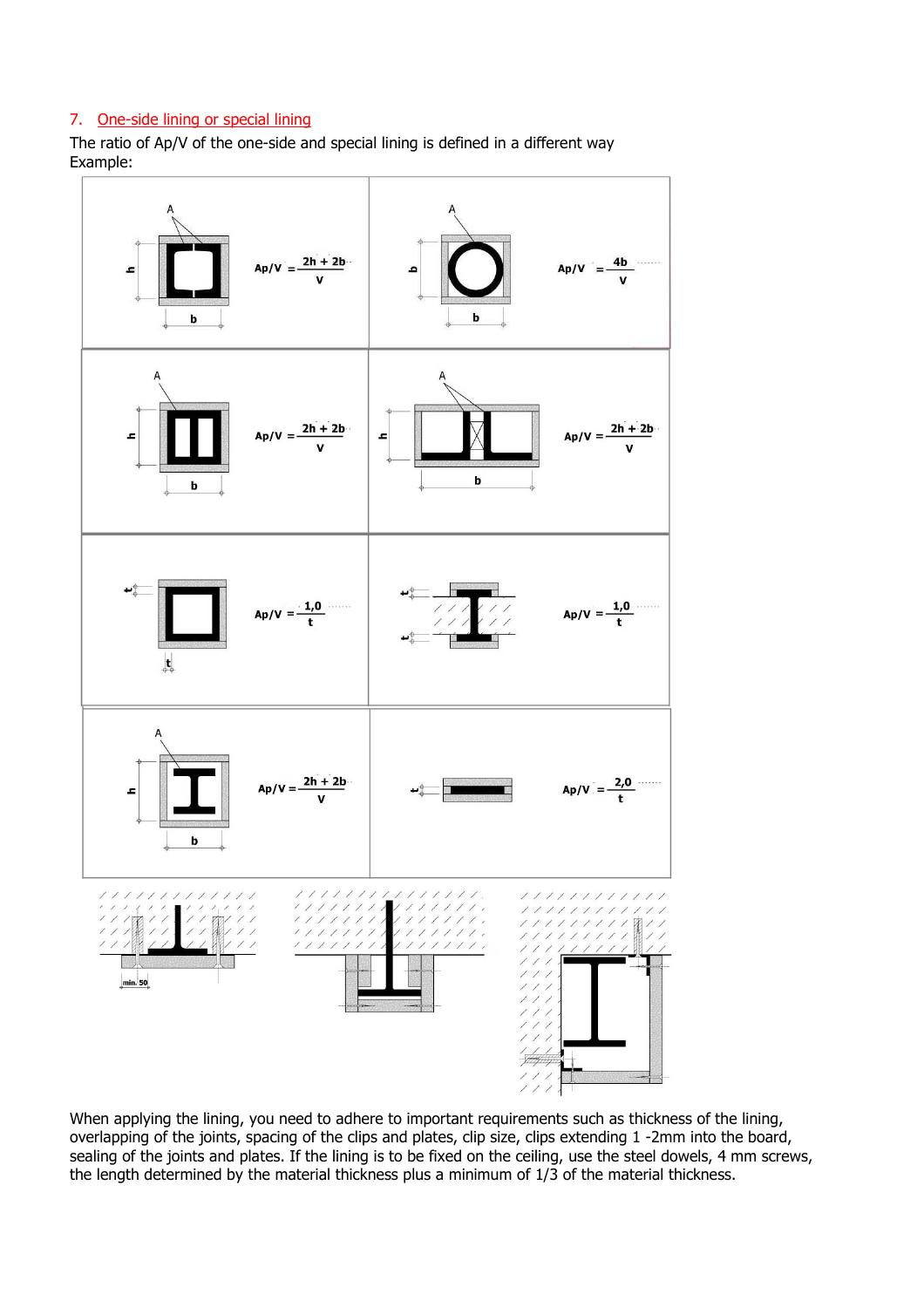## 7. One-side lining or special lining

The ratio of Ap/V of the one-side and special lining is defined in a different way

Example:

| | |
|---|---|
| $Ap/V = \frac{2h + 2b}{V}$ | $Ap/V = \frac{4b}{V}$ |
| $Ap/V = \frac{2h + 2b}{V}$ | $Ap/V = \frac{2h + 2b}{V}$ |
| $Ap/V = \frac{1{,}0}{t}$ | $Ap/V = \frac{1{,}0}{t}$ |
| $Ap/V = \frac{2h + 2b}{V}$ | $Ap/V = \frac{2{,}0}{t}$ |

When applying the lining, you need to adhere to important requirements such as thickness of the lining, overlapping of the joints, spacing of the clips and plates, clip size, clips extending 1 -2mm into the board, sealing of the joints and plates. If the lining is to be fixed on the ceiling, use the steel dowels, 4 mm screws, the length determined by the material thickness plus a minimum of 1/3 of the material thickness.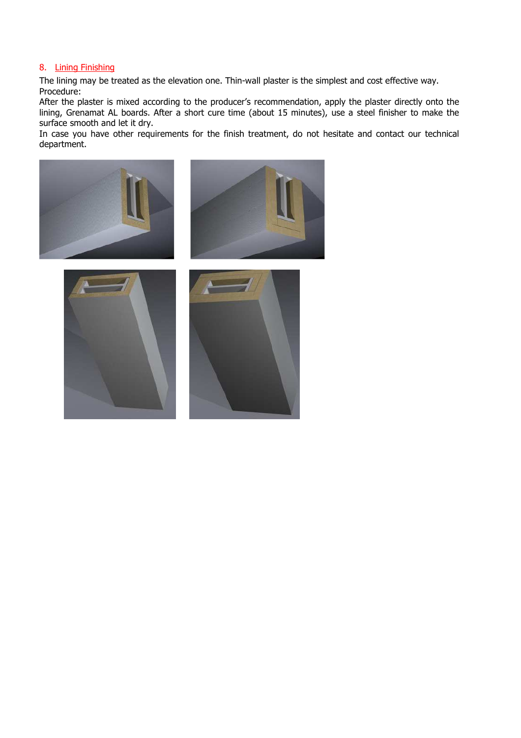## 8. Lining Finishing

The lining may be treated as the elevation one. Thin-wall plaster is the simplest and cost effective way.
Procedure:
After the plaster is mixed according to the producer's recommendation, apply the plaster directly onto the lining, Grenamat AL boards. After a short cure time (about 15 minutes), use a steel finisher to make the surface smooth and let it dry.
In case you have other requirements for the finish treatment, do not hesitate and contact our technical department.